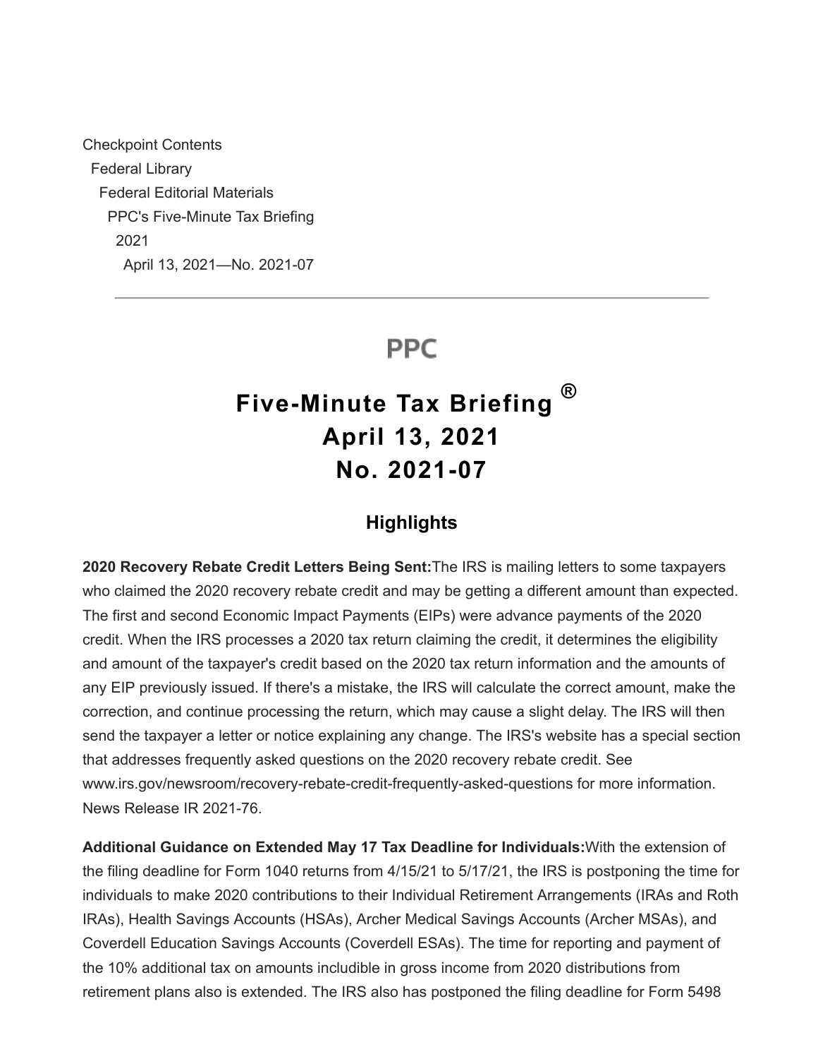Checkpoint Contents
Federal Library
Federal Editorial Materials
PPC's Five-Minute Tax Briefing
2021
April 13, 2021—No. 2021-07

---

PPC

# Five-Minute Tax Briefing ®
# April 13, 2021
# No. 2021-07

## Highlights

**2020 Recovery Rebate Credit Letters Being Sent:** The IRS is mailing letters to some taxpayers who claimed the 2020 recovery rebate credit and may be getting a different amount than expected. The first and second Economic Impact Payments (EIPs) were advance payments of the 2020 credit. When the IRS processes a 2020 tax return claiming the credit, it determines the eligibility and amount of the taxpayer's credit based on the 2020 tax return information and the amounts of any EIP previously issued. If there's a mistake, the IRS will calculate the correct amount, make the correction, and continue processing the return, which may cause a slight delay. The IRS will then send the taxpayer a letter or notice explaining any change. The IRS's website has a special section that addresses frequently asked questions on the 2020 recovery rebate credit. See www.irs.gov/newsroom/recovery-rebate-credit-frequently-asked-questions for more information. News Release IR 2021-76.

**Additional Guidance on Extended May 17 Tax Deadline for Individuals:** With the extension of the filing deadline for Form 1040 returns from 4/15/21 to 5/17/21, the IRS is postponing the time for individuals to make 2020 contributions to their Individual Retirement Arrangements (IRAs and Roth IRAs), Health Savings Accounts (HSAs), Archer Medical Savings Accounts (Archer MSAs), and Coverdell Education Savings Accounts (Coverdell ESAs). The time for reporting and payment of the 10% additional tax on amounts includible in gross income from 2020 distributions from retirement plans also is extended. The IRS also has postponed the filing deadline for Form 5498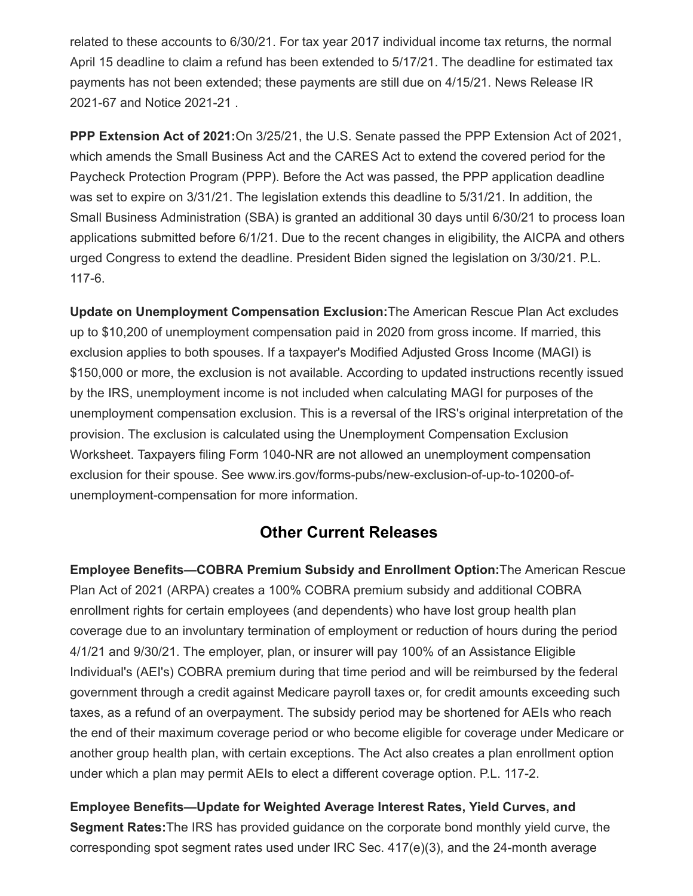related to these accounts to 6/30/21. For tax year 2017 individual income tax returns, the normal April 15 deadline to claim a refund has been extended to 5/17/21. The deadline for estimated tax payments has not been extended; these payments are still due on 4/15/21. News Release IR 2021-67 and Notice 2021-21 .

**PPP Extension Act of 2021:**On 3/25/21, the U.S. Senate passed the PPP Extension Act of 2021, which amends the Small Business Act and the CARES Act to extend the covered period for the Paycheck Protection Program (PPP). Before the Act was passed, the PPP application deadline was set to expire on 3/31/21. The legislation extends this deadline to 5/31/21. In addition, the Small Business Administration (SBA) is granted an additional 30 days until 6/30/21 to process loan applications submitted before 6/1/21. Due to the recent changes in eligibility, the AICPA and others urged Congress to extend the deadline. President Biden signed the legislation on 3/30/21. P.L. 117-6.

**Update on Unemployment Compensation Exclusion:**The American Rescue Plan Act excludes up to $10,200 of unemployment compensation paid in 2020 from gross income. If married, this exclusion applies to both spouses. If a taxpayer's Modified Adjusted Gross Income (MAGI) is $150,000 or more, the exclusion is not available. According to updated instructions recently issued by the IRS, unemployment income is not included when calculating MAGI for purposes of the unemployment compensation exclusion. This is a reversal of the IRS's original interpretation of the provision. The exclusion is calculated using the Unemployment Compensation Exclusion Worksheet. Taxpayers filing Form 1040-NR are not allowed an unemployment compensation exclusion for their spouse. See www.irs.gov/forms-pubs/new-exclusion-of-up-to-10200-of-unemployment-compensation for more information.

## Other Current Releases

**Employee Benefits—COBRA Premium Subsidy and Enrollment Option:**The American Rescue Plan Act of 2021 (ARPA) creates a 100% COBRA premium subsidy and additional COBRA enrollment rights for certain employees (and dependents) who have lost group health plan coverage due to an involuntary termination of employment or reduction of hours during the period 4/1/21 and 9/30/21. The employer, plan, or insurer will pay 100% of an Assistance Eligible Individual's (AEI's) COBRA premium during that time period and will be reimbursed by the federal government through a credit against Medicare payroll taxes or, for credit amounts exceeding such taxes, as a refund of an overpayment. The subsidy period may be shortened for AEIs who reach the end of their maximum coverage period or who become eligible for coverage under Medicare or another group health plan, with certain exceptions. The Act also creates a plan enrollment option under which a plan may permit AEIs to elect a different coverage option. P.L. 117-2.

**Employee Benefits—Update for Weighted Average Interest Rates, Yield Curves, and Segment Rates:**The IRS has provided guidance on the corporate bond monthly yield curve, the corresponding spot segment rates used under IRC Sec. 417(e)(3), and the 24-month average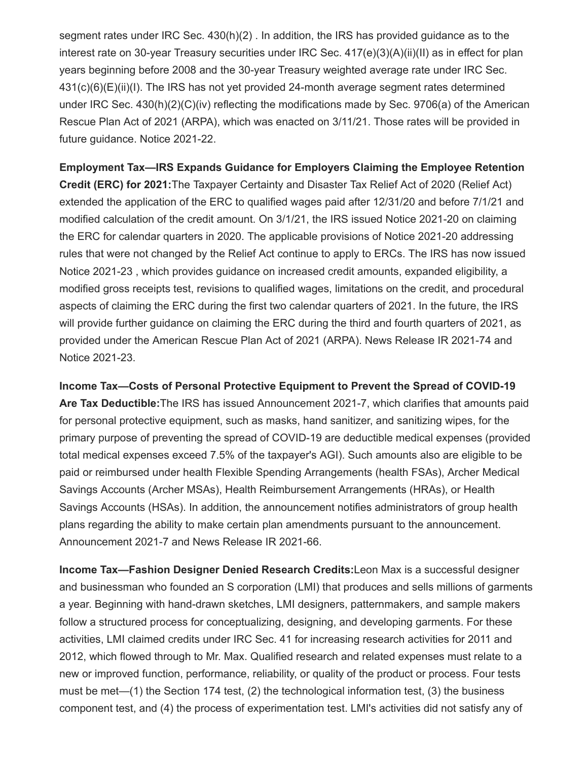segment rates under IRC Sec. 430(h)(2) . In addition, the IRS has provided guidance as to the interest rate on 30-year Treasury securities under IRC Sec. 417(e)(3)(A)(ii)(II) as in effect for plan years beginning before 2008 and the 30-year Treasury weighted average rate under IRC Sec. 431(c)(6)(E)(ii)(I). The IRS has not yet provided 24-month average segment rates determined under IRC Sec. 430(h)(2)(C)(iv) reflecting the modifications made by Sec. 9706(a) of the American Rescue Plan Act of 2021 (ARPA), which was enacted on 3/11/21. Those rates will be provided in future guidance. Notice 2021-22.

**Employment Tax—IRS Expands Guidance for Employers Claiming the Employee Retention Credit (ERC) for 2021:**The Taxpayer Certainty and Disaster Tax Relief Act of 2020 (Relief Act) extended the application of the ERC to qualified wages paid after 12/31/20 and before 7/1/21 and modified calculation of the credit amount. On 3/1/21, the IRS issued Notice 2021-20 on claiming the ERC for calendar quarters in 2020. The applicable provisions of Notice 2021-20 addressing rules that were not changed by the Relief Act continue to apply to ERCs. The IRS has now issued Notice 2021-23 , which provides guidance on increased credit amounts, expanded eligibility, a modified gross receipts test, revisions to qualified wages, limitations on the credit, and procedural aspects of claiming the ERC during the first two calendar quarters of 2021. In the future, the IRS will provide further guidance on claiming the ERC during the third and fourth quarters of 2021, as provided under the American Rescue Plan Act of 2021 (ARPA). News Release IR 2021-74 and Notice 2021-23.

**Income Tax—Costs of Personal Protective Equipment to Prevent the Spread of COVID-19 Are Tax Deductible:**The IRS has issued Announcement 2021-7, which clarifies that amounts paid for personal protective equipment, such as masks, hand sanitizer, and sanitizing wipes, for the primary purpose of preventing the spread of COVID-19 are deductible medical expenses (provided total medical expenses exceed 7.5% of the taxpayer's AGI). Such amounts also are eligible to be paid or reimbursed under health Flexible Spending Arrangements (health FSAs), Archer Medical Savings Accounts (Archer MSAs), Health Reimbursement Arrangements (HRAs), or Health Savings Accounts (HSAs). In addition, the announcement notifies administrators of group health plans regarding the ability to make certain plan amendments pursuant to the announcement. Announcement 2021-7 and News Release IR 2021-66.

**Income Tax—Fashion Designer Denied Research Credits:**Leon Max is a successful designer and businessman who founded an S corporation (LMI) that produces and sells millions of garments a year. Beginning with hand-drawn sketches, LMI designers, patternmakers, and sample makers follow a structured process for conceptualizing, designing, and developing garments. For these activities, LMI claimed credits under IRC Sec. 41 for increasing research activities for 2011 and 2012, which flowed through to Mr. Max. Qualified research and related expenses must relate to a new or improved function, performance, reliability, or quality of the product or process. Four tests must be met—(1) the Section 174 test, (2) the technological information test, (3) the business component test, and (4) the process of experimentation test. LMI's activities did not satisfy any of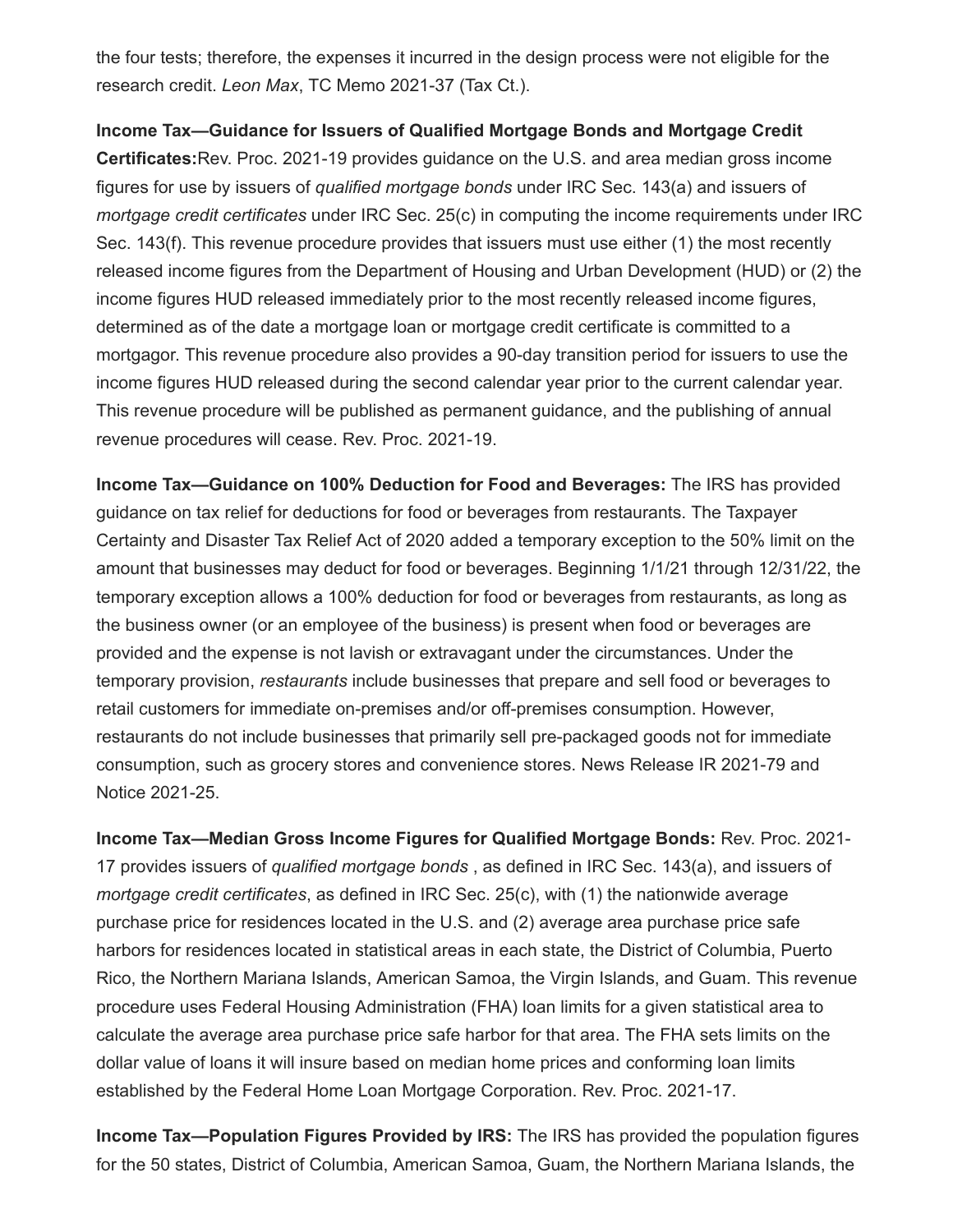the four tests; therefore, the expenses it incurred in the design process were not eligible for the research credit. *Leon Max*, TC Memo 2021-37 (Tax Ct.).

**Income Tax—Guidance for Issuers of Qualified Mortgage Bonds and Mortgage Credit Certificates:**Rev. Proc. 2021-19 provides guidance on the U.S. and area median gross income figures for use by issuers of *qualified mortgage bonds* under IRC Sec. 143(a) and issuers of *mortgage credit certificates* under IRC Sec. 25(c) in computing the income requirements under IRC Sec. 143(f). This revenue procedure provides that issuers must use either (1) the most recently released income figures from the Department of Housing and Urban Development (HUD) or (2) the income figures HUD released immediately prior to the most recently released income figures, determined as of the date a mortgage loan or mortgage credit certificate is committed to a mortgagor. This revenue procedure also provides a 90-day transition period for issuers to use the income figures HUD released during the second calendar year prior to the current calendar year. This revenue procedure will be published as permanent guidance, and the publishing of annual revenue procedures will cease. Rev. Proc. 2021-19.

**Income Tax—Guidance on 100% Deduction for Food and Beverages:** The IRS has provided guidance on tax relief for deductions for food or beverages from restaurants. The Taxpayer Certainty and Disaster Tax Relief Act of 2020 added a temporary exception to the 50% limit on the amount that businesses may deduct for food or beverages. Beginning 1/1/21 through 12/31/22, the temporary exception allows a 100% deduction for food or beverages from restaurants, as long as the business owner (or an employee of the business) is present when food or beverages are provided and the expense is not lavish or extravagant under the circumstances. Under the temporary provision, *restaurants* include businesses that prepare and sell food or beverages to retail customers for immediate on-premises and/or off-premises consumption. However, restaurants do not include businesses that primarily sell pre-packaged goods not for immediate consumption, such as grocery stores and convenience stores. News Release IR 2021-79 and Notice 2021-25.

**Income Tax—Median Gross Income Figures for Qualified Mortgage Bonds:** Rev. Proc. 2021-17 provides issuers of *qualified mortgage bonds* , as defined in IRC Sec. 143(a), and issuers of *mortgage credit certificates*, as defined in IRC Sec. 25(c), with (1) the nationwide average purchase price for residences located in the U.S. and (2) average area purchase price safe harbors for residences located in statistical areas in each state, the District of Columbia, Puerto Rico, the Northern Mariana Islands, American Samoa, the Virgin Islands, and Guam. This revenue procedure uses Federal Housing Administration (FHA) loan limits for a given statistical area to calculate the average area purchase price safe harbor for that area. The FHA sets limits on the dollar value of loans it will insure based on median home prices and conforming loan limits established by the Federal Home Loan Mortgage Corporation. Rev. Proc. 2021-17.

**Income Tax—Population Figures Provided by IRS:** The IRS has provided the population figures for the 50 states, District of Columbia, American Samoa, Guam, the Northern Mariana Islands, the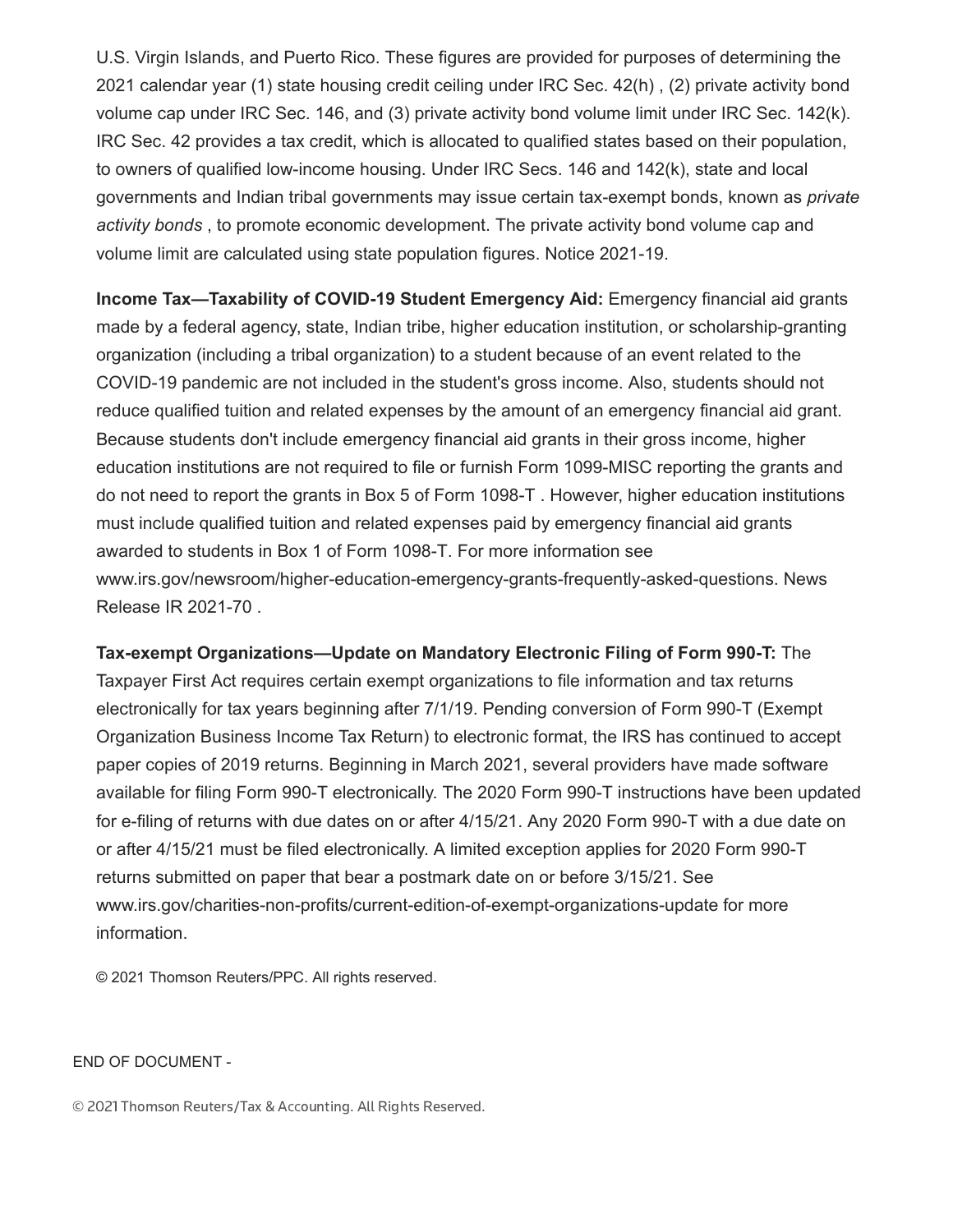U.S. Virgin Islands, and Puerto Rico. These figures are provided for purposes of determining the 2021 calendar year (1) state housing credit ceiling under IRC Sec. 42(h) , (2) private activity bond volume cap under IRC Sec. 146, and (3) private activity bond volume limit under IRC Sec. 142(k). IRC Sec. 42 provides a tax credit, which is allocated to qualified states based on their population, to owners of qualified low-income housing. Under IRC Secs. 146 and 142(k), state and local governments and Indian tribal governments may issue certain tax-exempt bonds, known as *private activity bonds* , to promote economic development. The private activity bond volume cap and volume limit are calculated using state population figures. Notice 2021-19.

**Income Tax—Taxability of COVID-19 Student Emergency Aid:** Emergency financial aid grants made by a federal agency, state, Indian tribe, higher education institution, or scholarship-granting organization (including a tribal organization) to a student because of an event related to the COVID-19 pandemic are not included in the student's gross income. Also, students should not reduce qualified tuition and related expenses by the amount of an emergency financial aid grant. Because students don't include emergency financial aid grants in their gross income, higher education institutions are not required to file or furnish Form 1099-MISC reporting the grants and do not need to report the grants in Box 5 of Form 1098-T . However, higher education institutions must include qualified tuition and related expenses paid by emergency financial aid grants awarded to students in Box 1 of Form 1098-T. For more information see www.irs.gov/newsroom/higher-education-emergency-grants-frequently-asked-questions. News Release IR 2021-70 .

**Tax-exempt Organizations—Update on Mandatory Electronic Filing of Form 990-T:** The Taxpayer First Act requires certain exempt organizations to file information and tax returns electronically for tax years beginning after 7/1/19. Pending conversion of Form 990-T (Exempt Organization Business Income Tax Return) to electronic format, the IRS has continued to accept paper copies of 2019 returns. Beginning in March 2021, several providers have made software available for filing Form 990-T electronically. The 2020 Form 990-T instructions have been updated for e-filing of returns with due dates on or after 4/15/21. Any 2020 Form 990-T with a due date on or after 4/15/21 must be filed electronically. A limited exception applies for 2020 Form 990-T returns submitted on paper that bear a postmark date on or before 3/15/21. See www.irs.gov/charities-non-profits/current-edition-of-exempt-organizations-update for more information.

© 2021 Thomson Reuters/PPC. All rights reserved.

END OF DOCUMENT -

© 2021 Thomson Reuters/Tax & Accounting. All Rights Reserved.